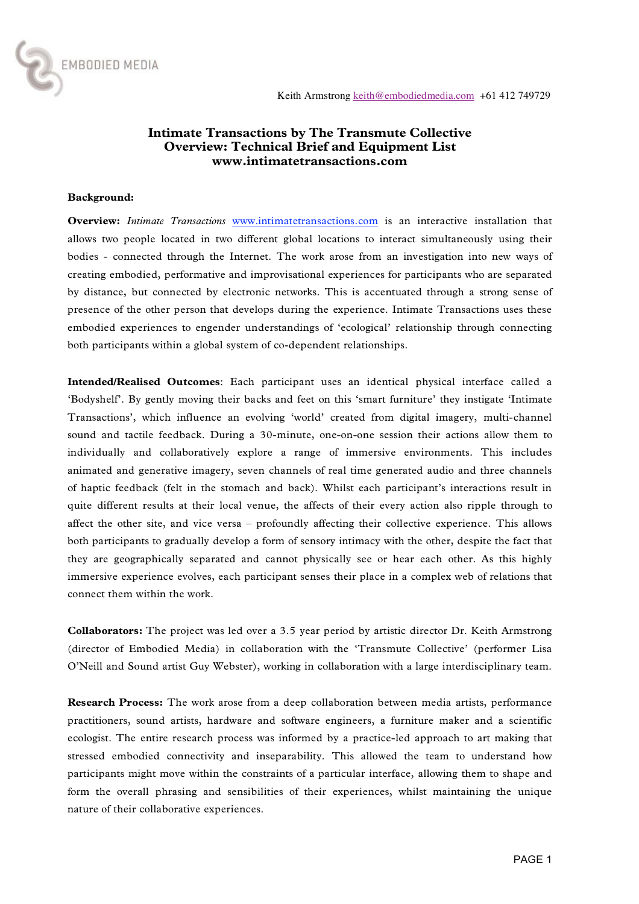EMBODIED MEDIA

Keith Armstrong keith@embodiedmedia.com +61 412 749729

# Intimate Transactions by The Transmute Collective
# Overview: Technical Brief and Equipment List
# www.intimatetransactions.com

**Background:**

**Overview:** *Intimate Transactions* www.intimatetransactions.com is an interactive installation that allows two people located in two different global locations to interact simultaneously using their bodies - connected through the Internet. The work arose from an investigation into new ways of creating embodied, performative and improvisational experiences for participants who are separated by distance, but connected by electronic networks. This is accentuated through a strong sense of presence of the other person that develops during the experience. Intimate Transactions uses these embodied experiences to engender understandings of 'ecological' relationship through connecting both participants within a global system of co-dependent relationships.

**Intended/Realised Outcomes**: Each participant uses an identical physical interface called a 'Bodyshelf'. By gently moving their backs and feet on this 'smart furniture' they instigate 'Intimate Transactions', which influence an evolving 'world' created from digital imagery, multi-channel sound and tactile feedback. During a 30-minute, one-on-one session their actions allow them to individually and collaboratively explore a range of immersive environments. This includes animated and generative imagery, seven channels of real time generated audio and three channels of haptic feedback (felt in the stomach and back). Whilst each participant's interactions result in quite different results at their local venue, the affects of their every action also ripple through to affect the other site, and vice versa – profoundly affecting their collective experience. This allows both participants to gradually develop a form of sensory intimacy with the other, despite the fact that they are geographically separated and cannot physically see or hear each other. As this highly immersive experience evolves, each participant senses their place in a complex web of relations that connect them within the work.

**Collaborators:** The project was led over a 3.5 year period by artistic director Dr. Keith Armstrong (director of Embodied Media) in collaboration with the 'Transmute Collective' (performer Lisa O'Neill and Sound artist Guy Webster), working in collaboration with a large interdisciplinary team.

**Research Process:** The work arose from a deep collaboration between media artists, performance practitioners, sound artists, hardware and software engineers, a furniture maker and a scientific ecologist. The entire research process was informed by a practice-led approach to art making that stressed embodied connectivity and inseparability. This allowed the team to understand how participants might move within the constraints of a particular interface, allowing them to shape and form the overall phrasing and sensibilities of their experiences, whilst maintaining the unique nature of their collaborative experiences.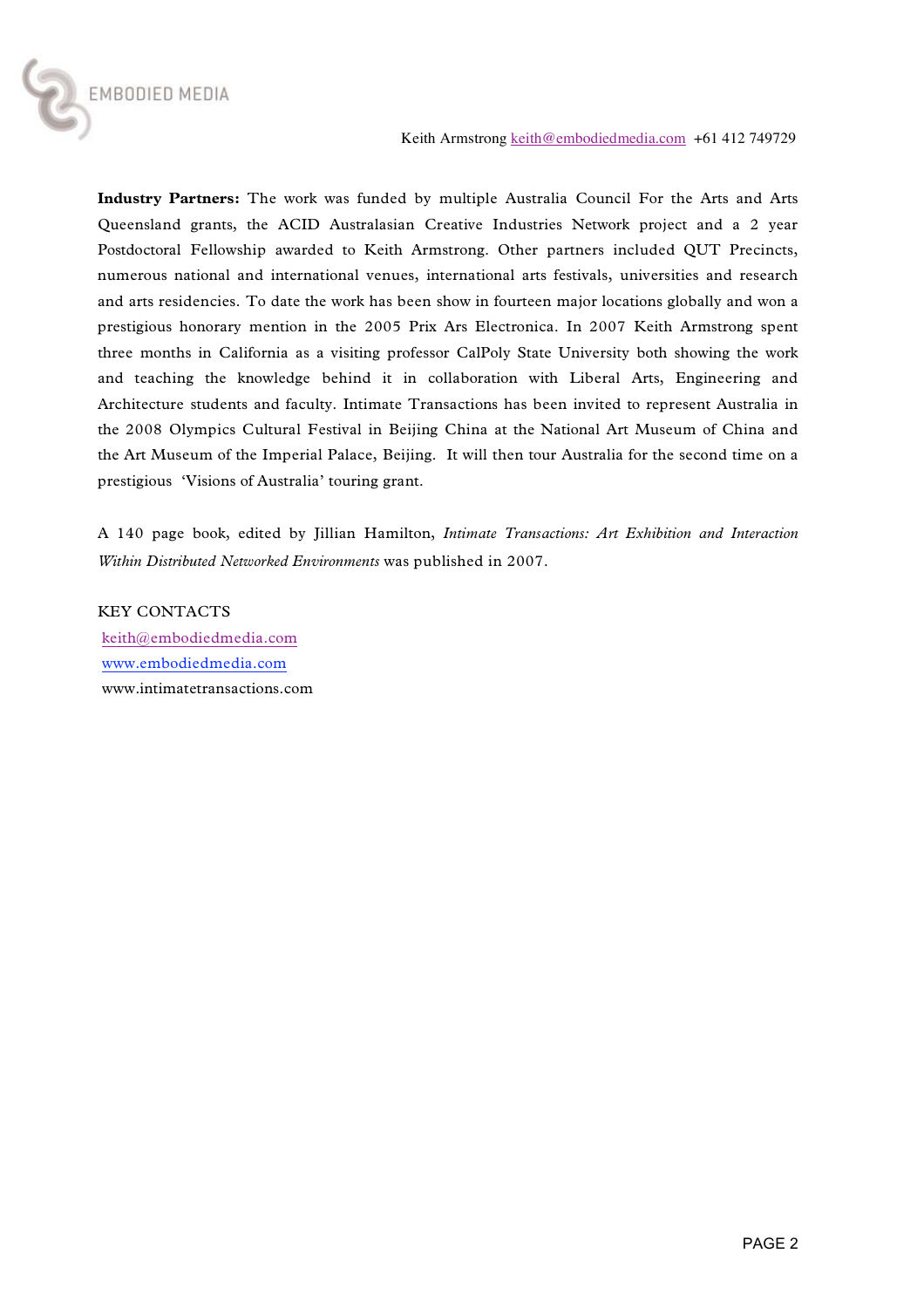**Industry Partners:** The work was funded by multiple Australia Council For the Arts and Arts Queensland grants, the ACID Australasian Creative Industries Network project and a 2 year Postdoctoral Fellowship awarded to Keith Armstrong. Other partners included QUT Precincts, numerous national and international venues, international arts festivals, universities and research and arts residencies. To date the work has been show in fourteen major locations globally and won a prestigious honorary mention in the 2005 Prix Ars Electronica. In 2007 Keith Armstrong spent three months in California as a visiting professor CalPoly State University both showing the work and teaching the knowledge behind it in collaboration with Liberal Arts, Engineering and Architecture students and faculty. Intimate Transactions has been invited to represent Australia in the 2008 Olympics Cultural Festival in Beijing China at the National Art Museum of China and the Art Museum of the Imperial Palace, Beijing. It will then tour Australia for the second time on a prestigious 'Visions of Australia' touring grant.

A 140 page book, edited by Jillian Hamilton, *Intimate Transactions: Art Exhibition and Interaction Within Distributed Networked Environments* was published in 2007.

KEY CONTACTS

keith@embodiedmedia.com

www.embodiedmedia.com

www.intimatetransactions.com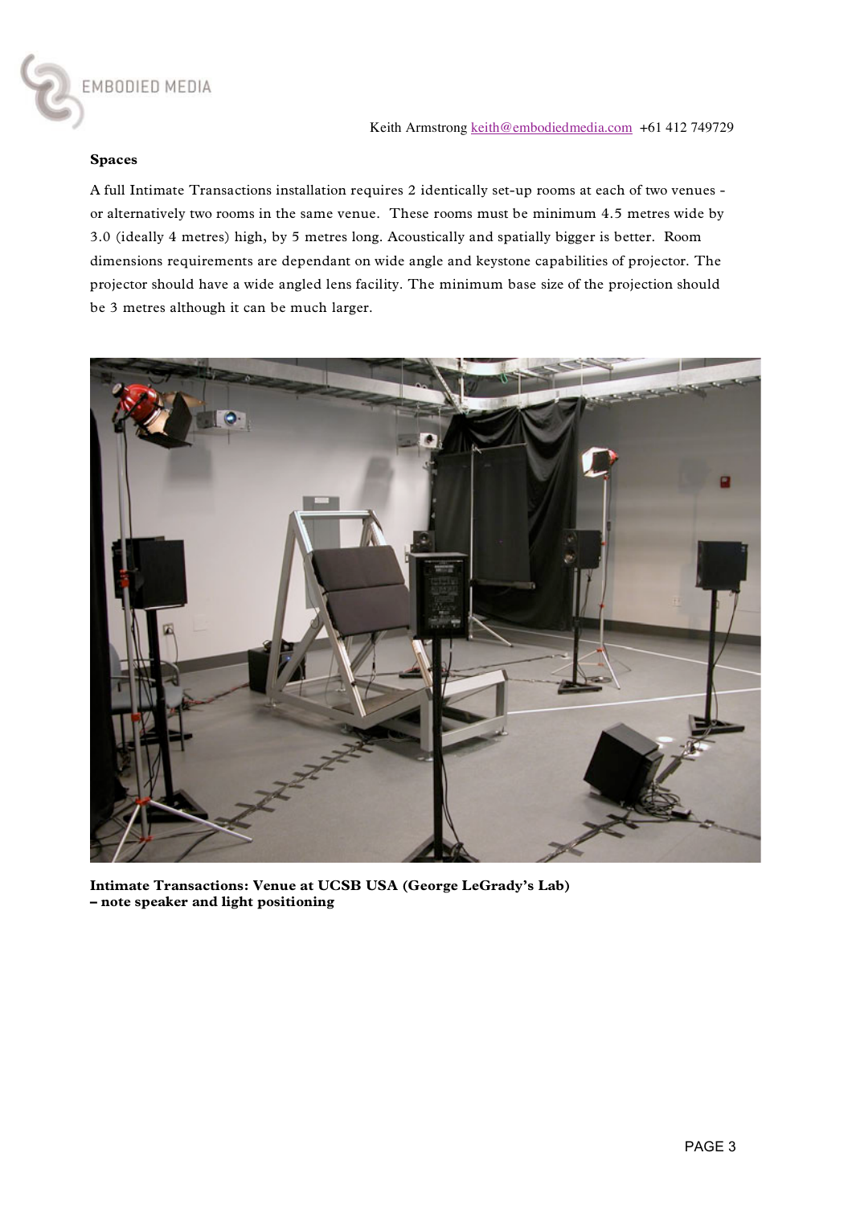**Spaces**

A full Intimate Transactions installation requires 2 identically set-up rooms at each of two venues - or alternatively two rooms in the same venue. These rooms must be minimum 4.5 metres wide by 3.0 (ideally 4 metres) high, by 5 metres long. Acoustically and spatially bigger is better. Room dimensions requirements are dependant on wide angle and keystone capabilities of projector. The projector should have a wide angled lens facility. The minimum base size of the projection should be 3 metres although it can be much larger.

**Intimate Transactions: Venue at UCSB USA (George LeGrady's Lab) – note speaker and light positioning**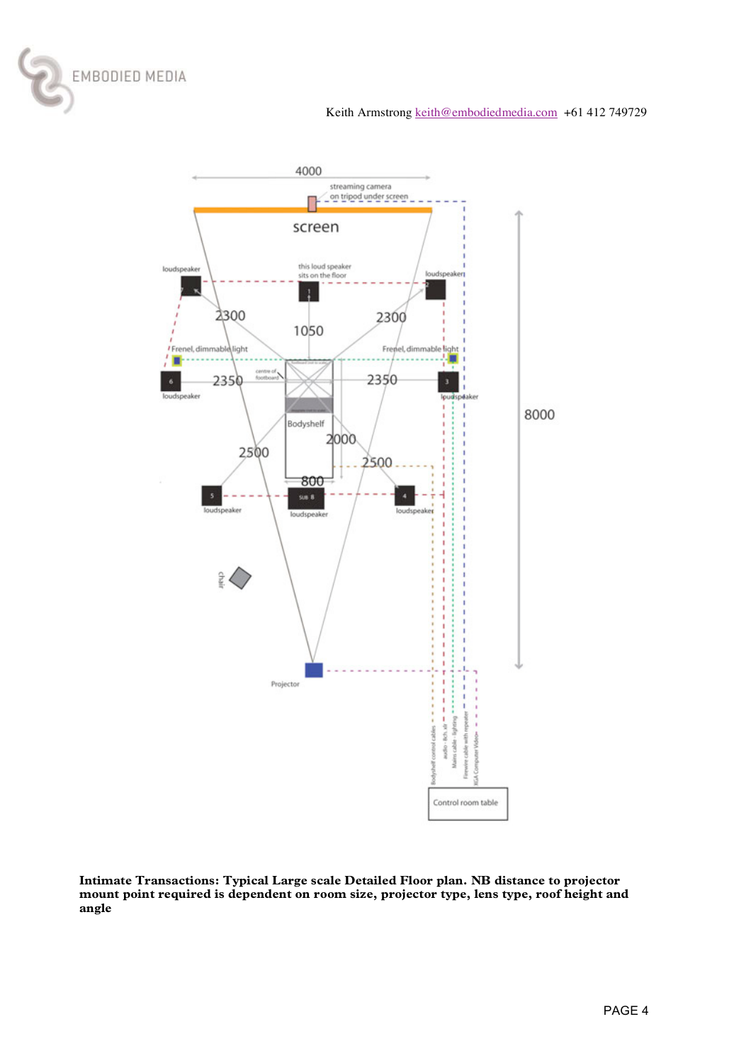Keith Armstrong keith@embodiedmedia.com +61 412 749729

**Intimate Transactions: Typical Large scale Detailed Floor plan. NB distance to projector mount point required is dependent on room size, projector type, lens type, roof height and angle**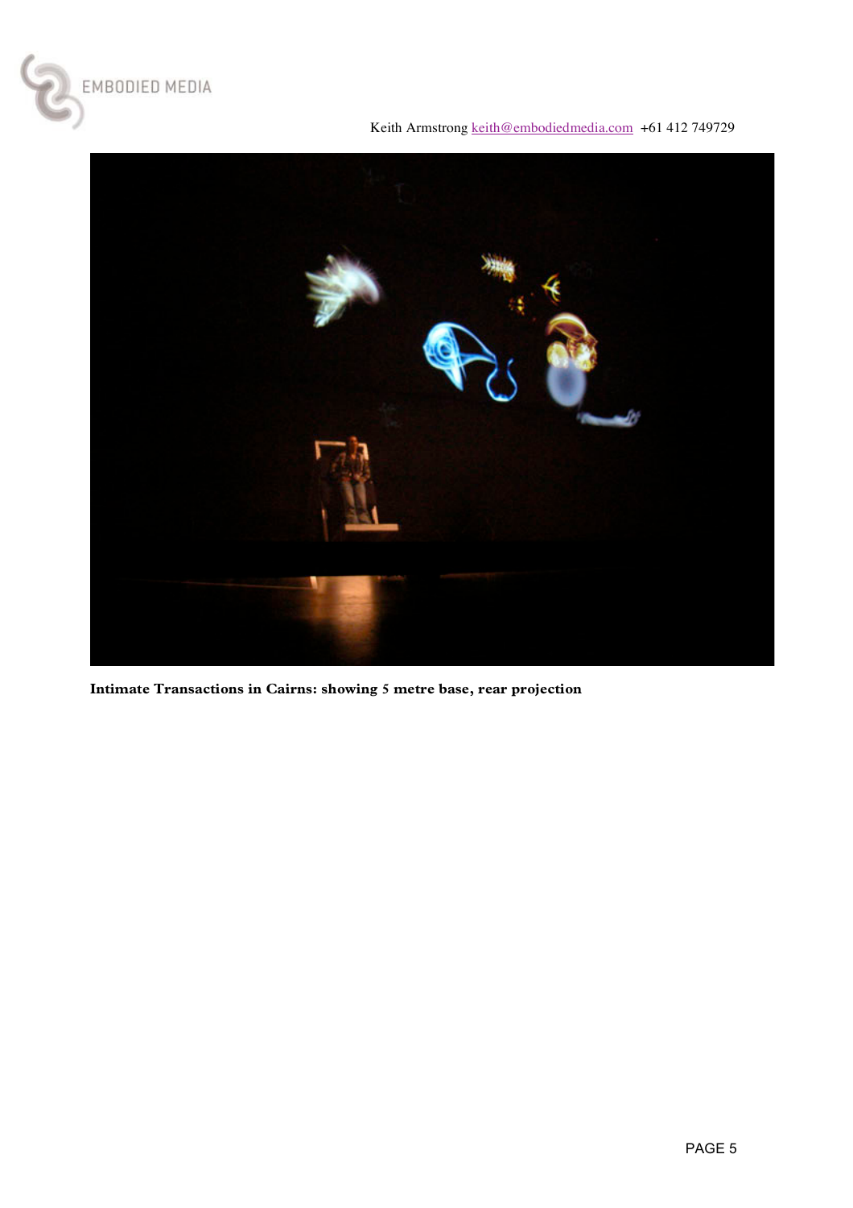Keith Armstrong keith@embodiedmedia.com +61 412 749729

**Intimate Transactions in Cairns: showing 5 metre base, rear projection**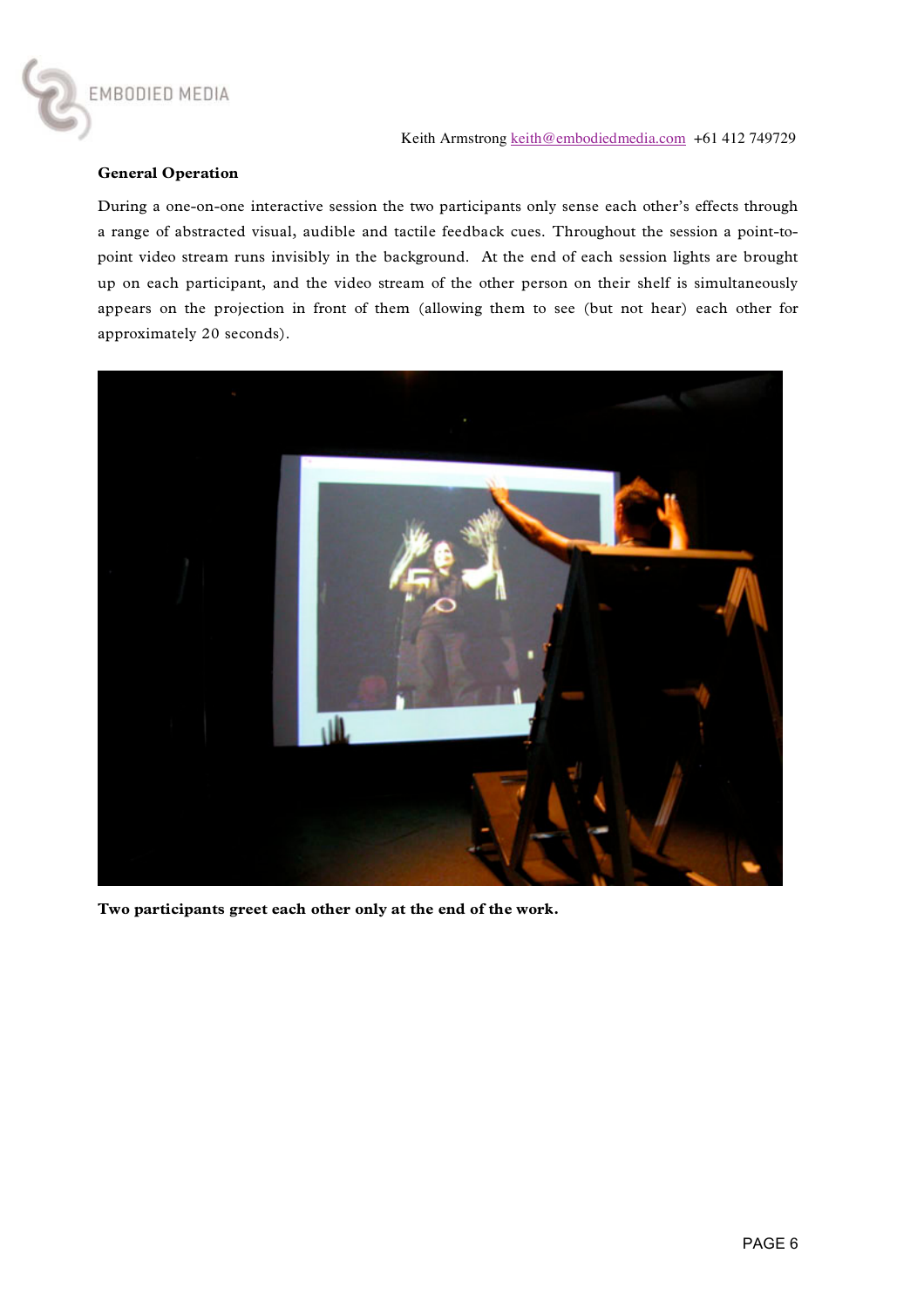Keith Armstrong keith@embodiedmedia.com +61 412 749729

**General Operation**

During a one-on-one interactive session the two participants only sense each other's effects through a range of abstracted visual, audible and tactile feedback cues. Throughout the session a point-to-point video stream runs invisibly in the background. At the end of each session lights are brought up on each participant, and the video stream of the other person on their shelf is simultaneously appears on the projection in front of them (allowing them to see (but not hear) each other for approximately 20 seconds).

**Two participants greet each other only at the end of the work.**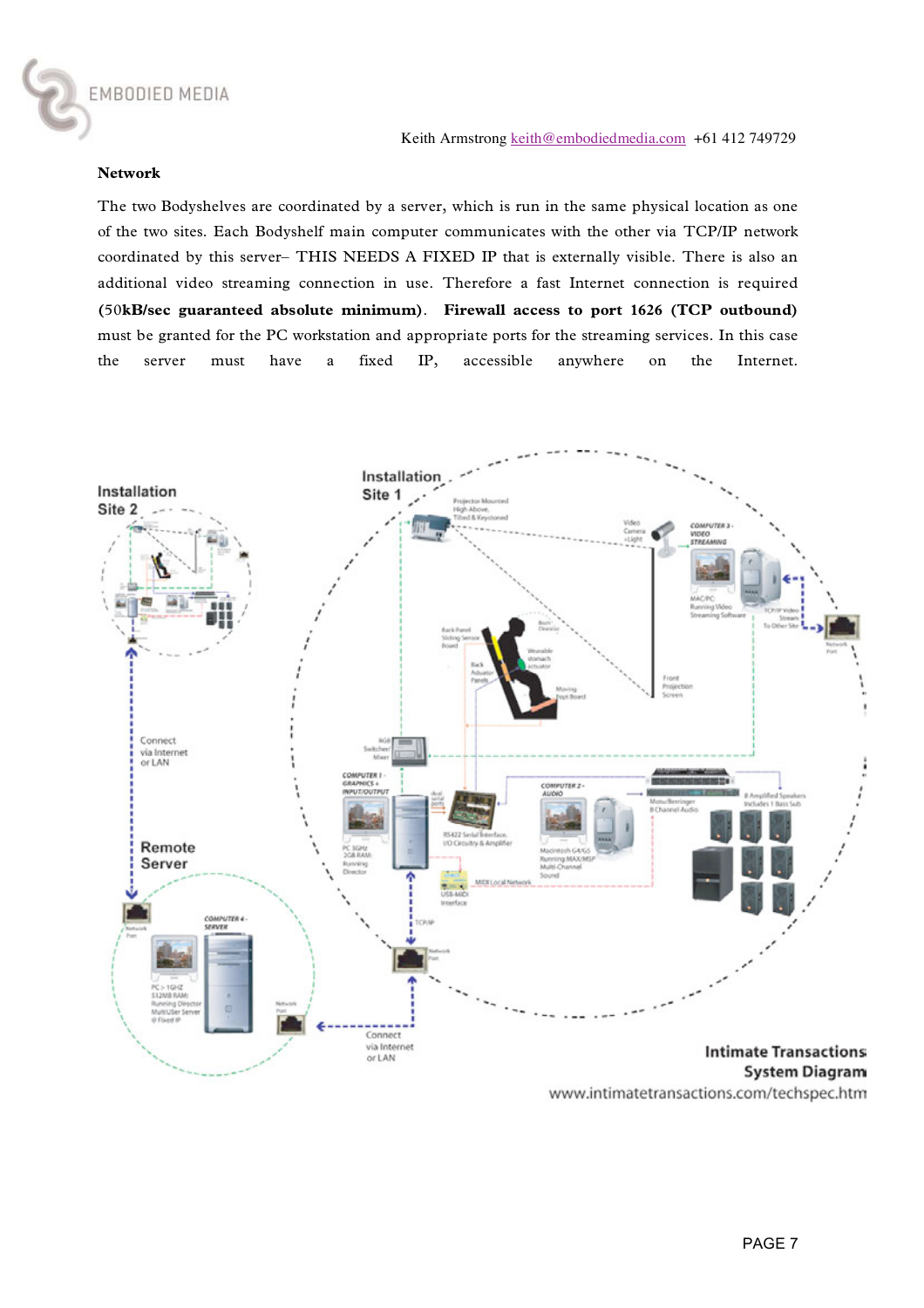**Network**

The two Bodyshelves are coordinated by a server, which is run in the same physical location as one of the two sites. Each Bodyshelf main computer communicates with the other via TCP/IP network coordinated by this server– THIS NEEDS A FIXED IP that is externally visible. There is also an additional video streaming connection in use. Therefore a fast Internet connection is required (50**kB/sec guaranteed absolute minimum)**. **Firewall access to port 1626 (TCP outbound)** must be granted for the PC workstation and appropriate ports for the streaming services. In this case the server must have a fixed IP, accessible anywhere on the Internet.

**Intimate Transactions System Diagram**

www.intimatetransactions.com/techspec.htm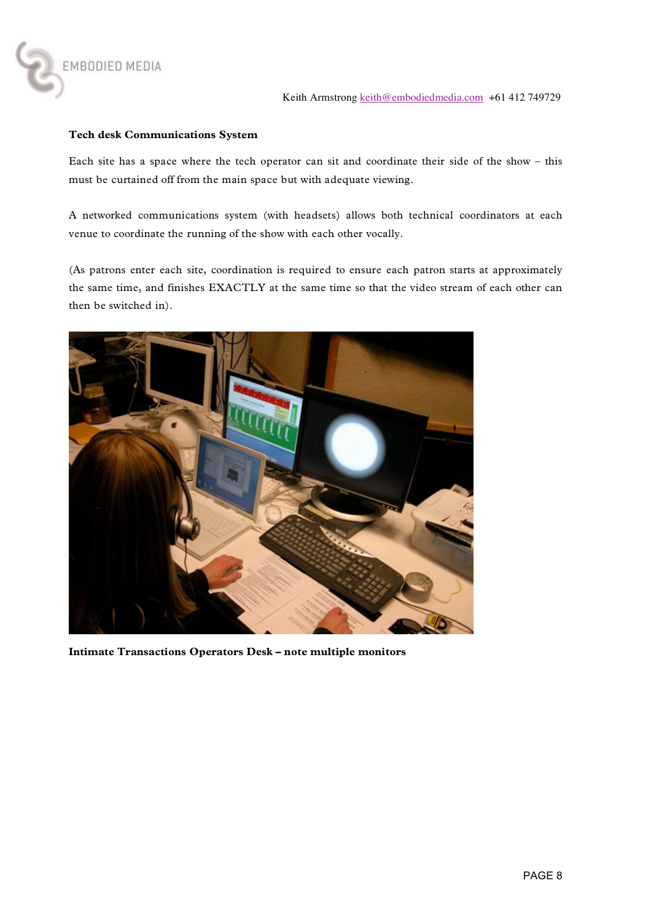**Tech desk Communications System**

Each site has a space where the tech operator can sit and coordinate their side of the show – this must be curtained off from the main space but with adequate viewing.

A networked communications system (with headsets) allows both technical coordinators at each venue to coordinate the running of the show with each other vocally.

(As patrons enter each site, coordination is required to ensure each patron starts at approximately the same time, and finishes EXACTLY at the same time so that the video stream of each other can then be switched in).

**Intimate Transactions Operators Desk – note multiple monitors**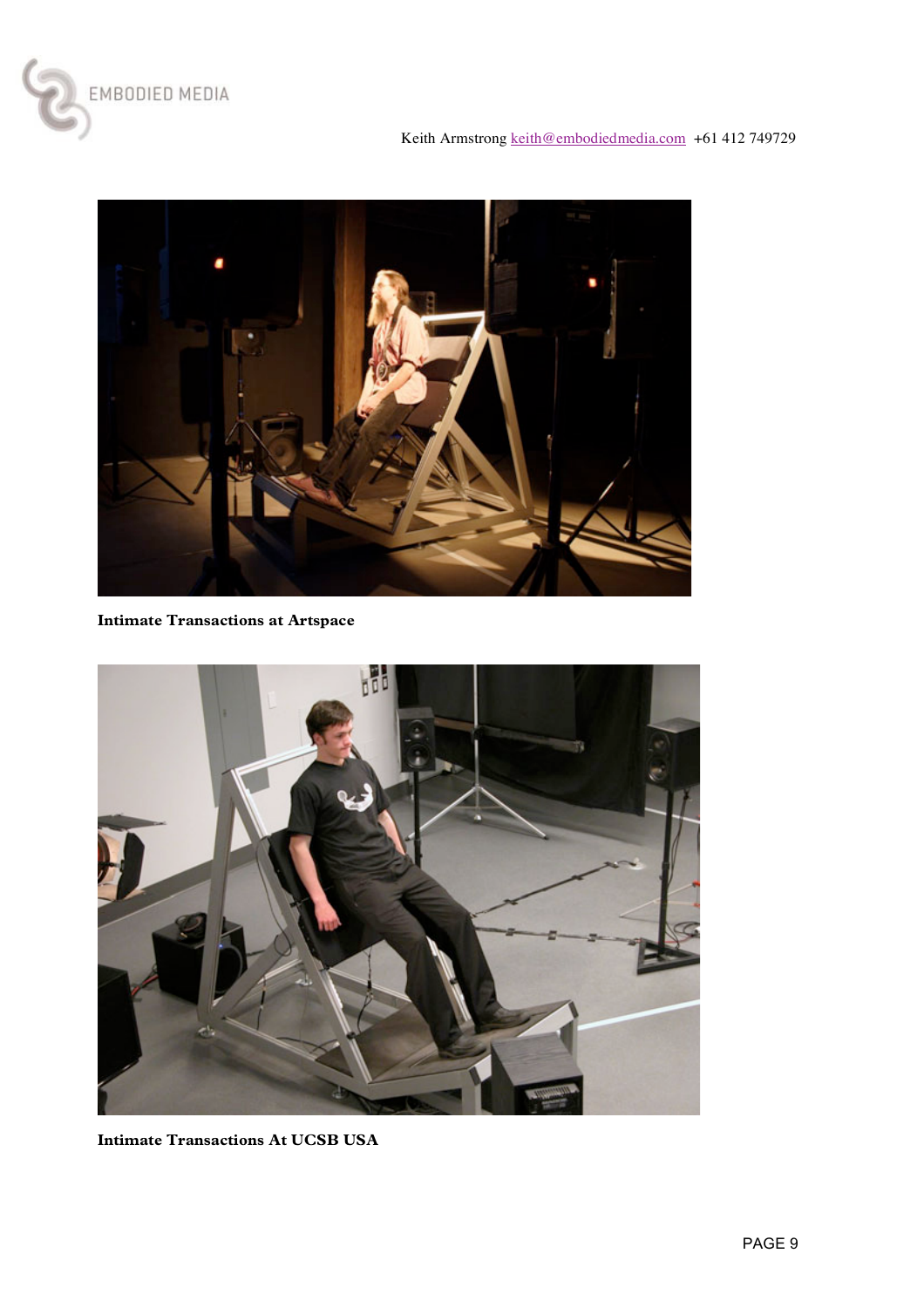**Intimate Transactions at Artspace**

**Intimate Transactions At UCSB USA**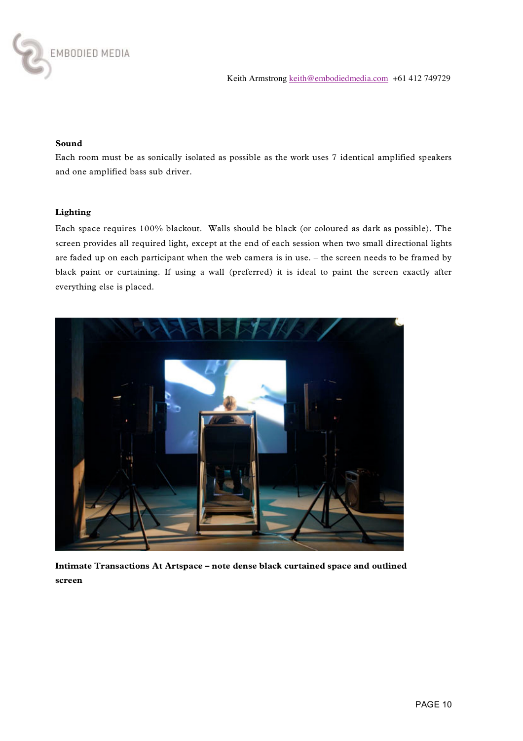**Sound**

Each room must be as sonically isolated as possible as the work uses 7 identical amplified speakers and one amplified bass sub driver.

**Lighting**

Each space requires 100% blackout. Walls should be black (or coloured as dark as possible). The screen provides all required light, except at the end of each session when two small directional lights are faded up on each participant when the web camera is in use. – the screen needs to be framed by black paint or curtaining. If using a wall (preferred) it is ideal to paint the screen exactly after everything else is placed.

**Intimate Transactions At Artspace – note dense black curtained space and outlined screen**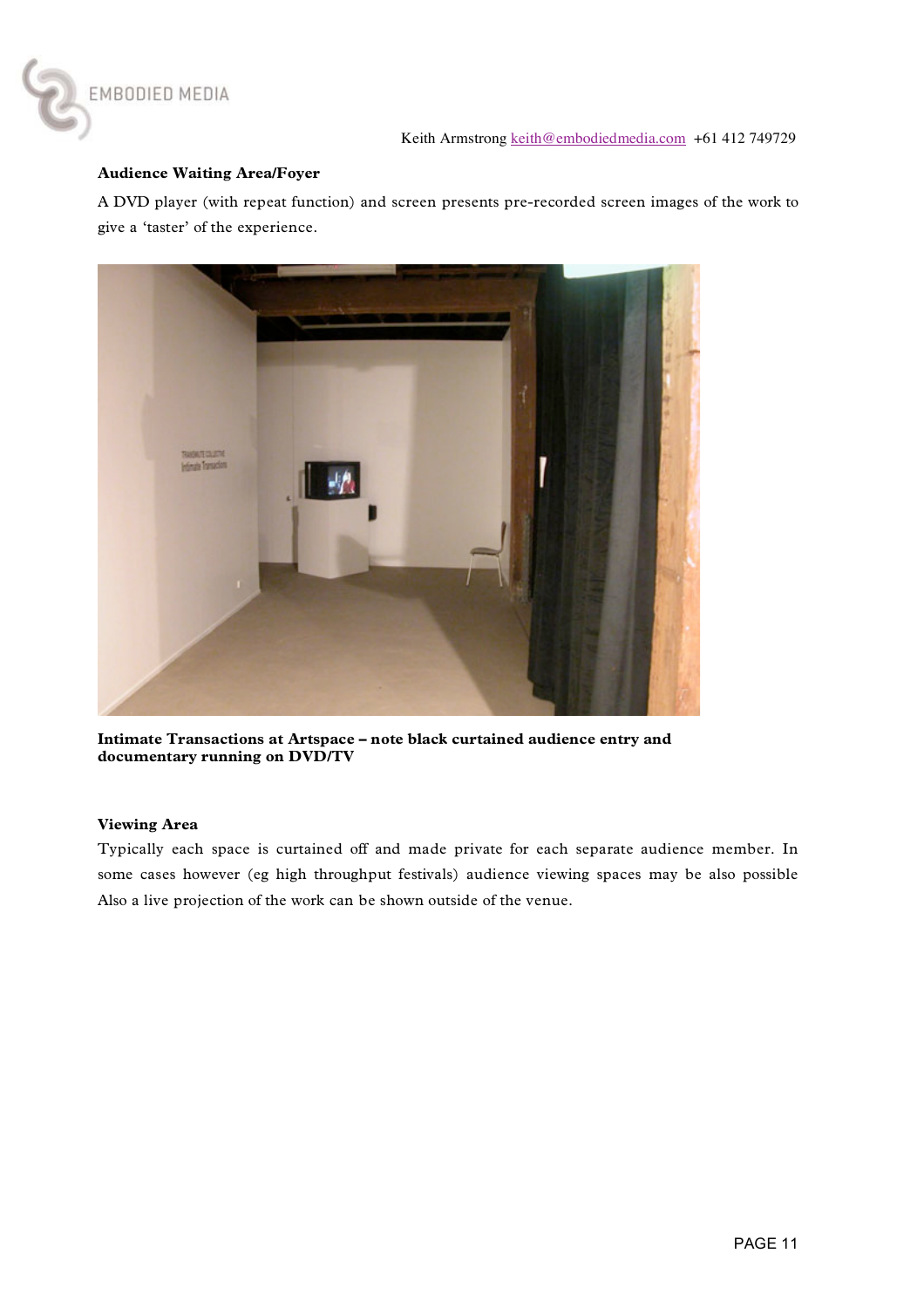### Audience Waiting Area/Foyer

A DVD player (with repeat function) and screen presents pre-recorded screen images of the work to give a 'taster' of the experience.

**Intimate Transactions at Artspace – note black curtained audience entry and documentary running on DVD/TV**

### Viewing Area

Typically each space is curtained off and made private for each separate audience member. In some cases however (eg high throughput festivals) audience viewing spaces may be also possible Also a live projection of the work can be shown outside of the venue.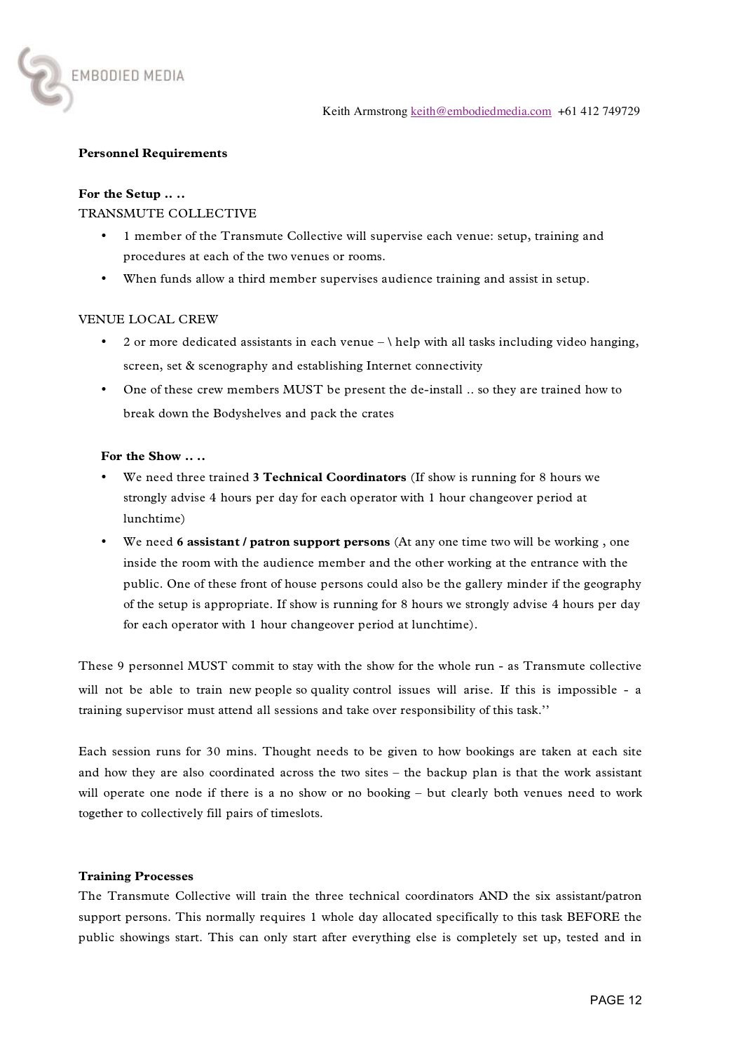**Personnel Requirements**

**For the Setup .. ..**

TRANSMUTE COLLECTIVE

- 1 member of the Transmute Collective will supervise each venue: setup, training and procedures at each of the two venues or rooms.
- When funds allow a third member supervises audience training and assist in setup.

VENUE LOCAL CREW

- 2 or more dedicated assistants in each venue – \ help with all tasks including video hanging, screen, set & scenography and establishing Internet connectivity
- One of these crew members MUST be present the de-install .. so they are trained how to break down the Bodyshelves and pack the crates

**For the Show .. ..**

- We need three trained **3 Technical Coordinators** (If show is running for 8 hours we strongly advise 4 hours per day for each operator with 1 hour changeover period at lunchtime)
- We need **6 assistant / patron support persons** (At any one time two will be working , one inside the room with the audience member and the other working at the entrance with the public. One of these front of house persons could also be the gallery minder if the geography of the setup is appropriate. If show is running for 8 hours we strongly advise 4 hours per day for each operator with 1 hour changeover period at lunchtime).

These 9 personnel MUST commit to stay with the show for the whole run - as Transmute collective will not be able to train new people so quality control issues will arise. If this is impossible - a training supervisor must attend all sessions and take over responsibility of this task.''

Each session runs for 30 mins. Thought needs to be given to how bookings are taken at each site and how they are also coordinated across the two sites – the backup plan is that the work assistant will operate one node if there is a no show or no booking – but clearly both venues need to work together to collectively fill pairs of timeslots.

**Training Processes**

The Transmute Collective will train the three technical coordinators AND the six assistant/patron support persons. This normally requires 1 whole day allocated specifically to this task BEFORE the public showings start. This can only start after everything else is completely set up, tested and in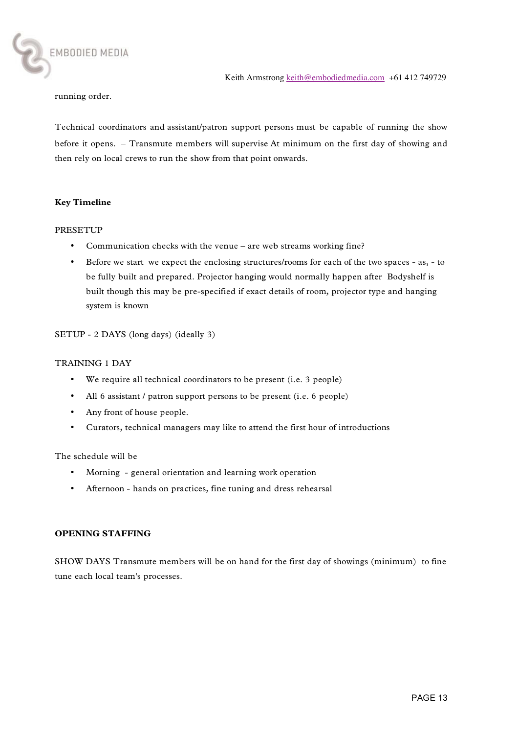running order.

Technical coordinators and assistant/patron support persons must be capable of running the show before it opens. – Transmute members will supervise At minimum on the first day of showing and then rely on local crews to run the show from that point onwards.

**Key Timeline**

PRESETUP

- Communication checks with the venue – are web streams working fine?
- Before we start we expect the enclosing structures/rooms for each of the two spaces - as, - to be fully built and prepared. Projector hanging would normally happen after Bodyshelf is built though this may be pre-specified if exact details of room, projector type and hanging system is known

SETUP - 2 DAYS (long days) (ideally 3)

TRAINING 1 DAY

- We require all technical coordinators to be present (i.e. 3 people)
- All 6 assistant / patron support persons to be present (i.e. 6 people)
- Any front of house people.
- Curators, technical managers may like to attend the first hour of introductions

The schedule will be

- Morning - general orientation and learning work operation
- Afternoon - hands on practices, fine tuning and dress rehearsal

**OPENING STAFFING**

SHOW DAYS Transmute members will be on hand for the first day of showings (minimum) to fine tune each local team's processes.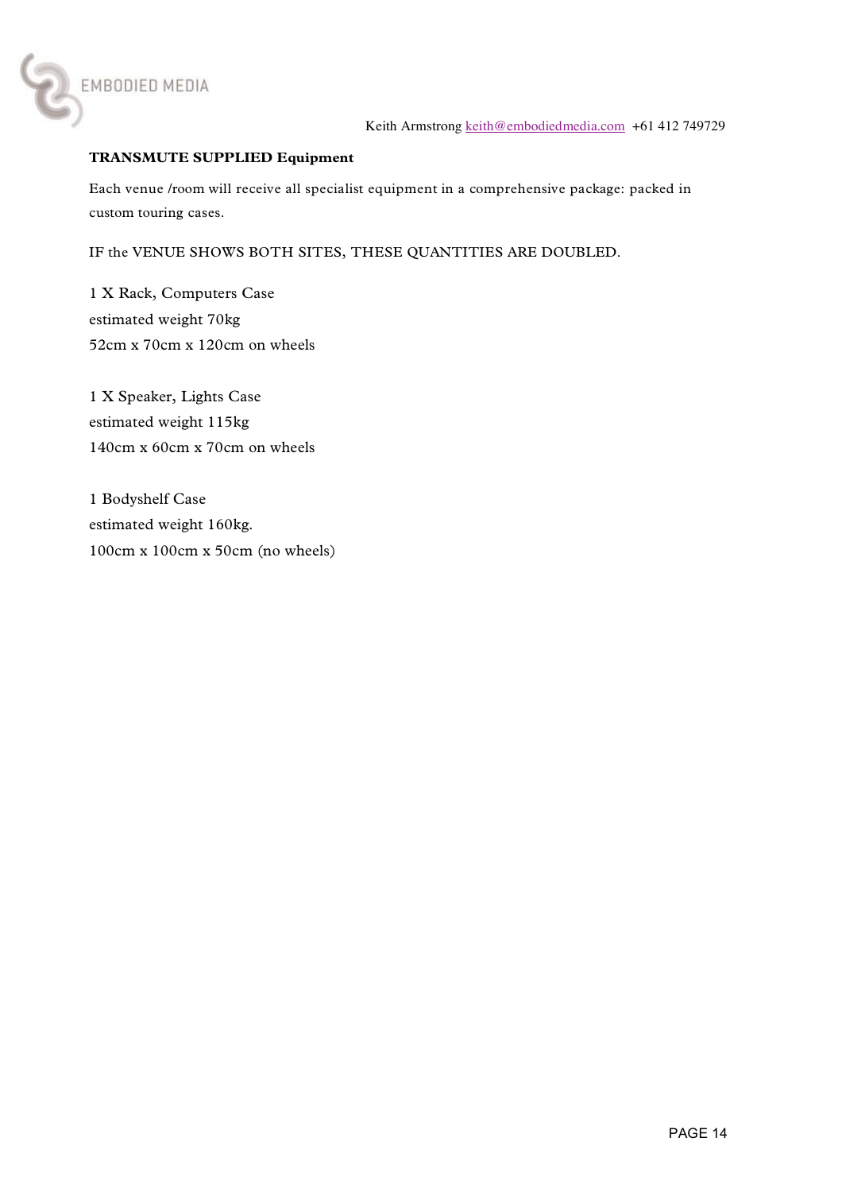**TRANSMUTE SUPPLIED Equipment**

Each venue /room will receive all specialist equipment in a comprehensive package: packed in custom touring cases.

IF the VENUE SHOWS BOTH SITES, THESE QUANTITIES ARE DOUBLED.

1 X Rack, Computers Case
estimated weight 70kg
52cm x 70cm x 120cm on wheels

1 X Speaker, Lights Case
estimated weight 115kg
140cm x 60cm x 70cm on wheels

1 Bodyshelf Case
estimated weight 160kg.
100cm x 100cm x 50cm (no wheels)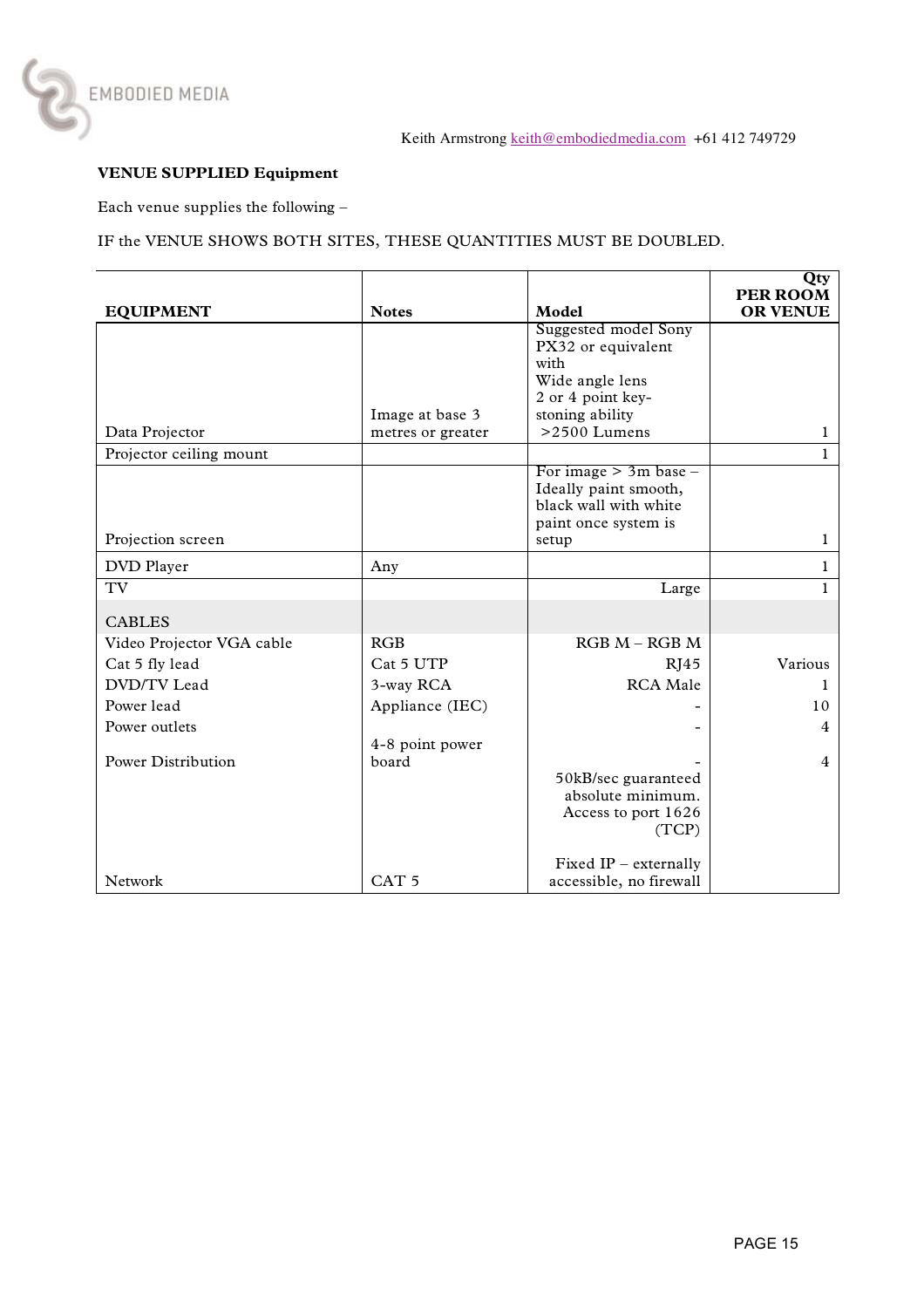Keith Armstrong keith@embodiedmedia.com +61 412 749729

**VENUE SUPPLIED Equipment**

Each venue supplies the following –

IF the VENUE SHOWS BOTH SITES, THESE QUANTITIES MUST BE DOUBLED.

| EQUIPMENT | Notes | Model | Qty PER ROOM OR VENUE |
|---|---|---|---|
| Data Projector | Image at base 3 metres or greater | Suggested model Sony PX32 or equivalent with Wide angle lens 2 or 4 point key-stoning ability >2500 Lumens | 1 |
| Projector ceiling mount | | | 1 |
| Projection screen | | For image > 3m base – Ideally paint smooth, black wall with white paint once system is setup | 1 |
| DVD Player | Any | | 1 |
| TV | | Large | 1 |
| CABLES | | | |
| Video Projector VGA cable | RGB | RGB M – RGB M | |
| Cat 5 fly lead | Cat 5 UTP | RJ45 | Various |
| DVD/TV Lead | 3-way RCA | RCA Male | 1 |
| Power lead | Appliance (IEC) | - | 10 |
| Power outlets | | - | 4 |
| Power Distribution | 4-8 point power board | - | 4 |
| Network | CAT 5 | 50kB/sec guaranteed absolute minimum. Access to port 1626 (TCP) Fixed IP – externally accessible, no firewall | |